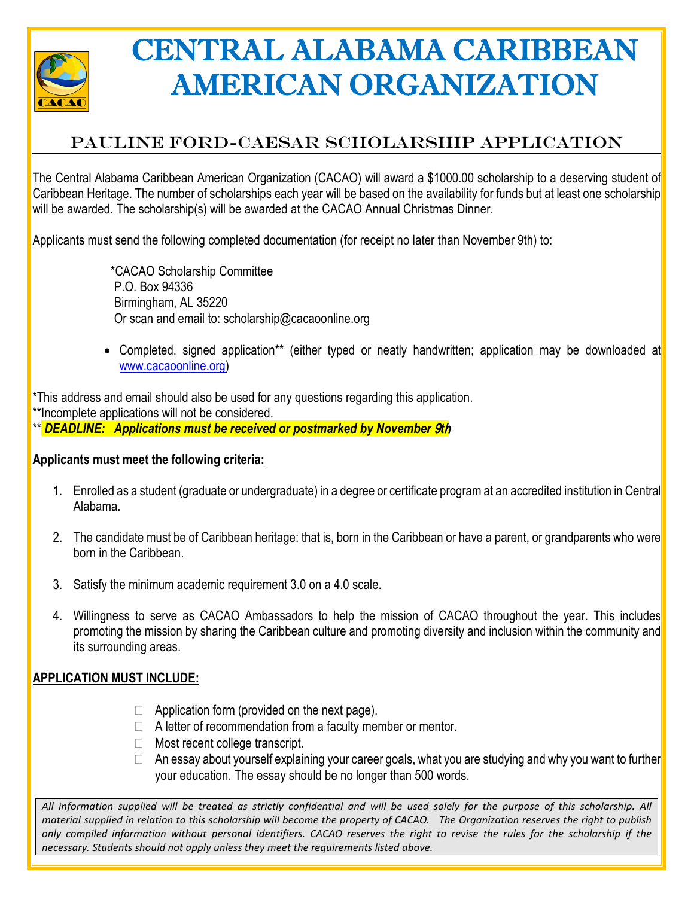# CENTRAL ALABAMA CARIBBEAN AMERICAN ORGANIZATION

## PAULINE FORD-CAESAR SCHOLARSHIP APPLICATION

The Central Alabama Caribbean American Organization (CACAO) will award a $1000.00 scholarship to a deserving student of Caribbean Heritage. The number of scholarships each year will be based on the availability for funds but at least one scholarship will be awarded. The scholarship(s) will be awarded at the CACAO Annual Christmas Dinner.

Applicants must send the following completed documentation (for receipt no later than November 9th) to:

> *CACAO Scholarship Committee
> P.O. Box 94336
> Birmingham, AL 35220
> Or scan and email to: scholarship@cacaoonline.org

- Completed, signed application** (either typed or neatly handwritten; application may be downloaded at www.cacaoonline.org)

*This address and email should also be used for any questions regarding this application.
**Incomplete applications will not be considered.
** ***DEADLINE: Applications must be received or postmarked by November 9th***

**Applicants must meet the following criteria:**

1. Enrolled as a student (graduate or undergraduate) in a degree or certificate program at an accredited institution in Central Alabama.
2. The candidate must be of Caribbean heritage: that is, born in the Caribbean or have a parent, or grandparents who were born in the Caribbean.
3. Satisfy the minimum academic requirement 3.0 on a 4.0 scale.
4. Willingness to serve as CACAO Ambassadors to help the mission of CACAO throughout the year. This includes promoting the mission by sharing the Caribbean culture and promoting diversity and inclusion within the community and its surrounding areas.

**APPLICATION MUST INCLUDE:**

- ☐ Application form (provided on the next page).
- ☐ A letter of recommendation from a faculty member or mentor.
- ☐ Most recent college transcript.
- ☐ An essay about yourself explaining your career goals, what you are studying and why you want to further your education. The essay should be no longer than 500 words.

*All information supplied will be treated as strictly confidential and will be used solely for the purpose of this scholarship. All material supplied in relation to this scholarship will become the property of CACAO. The Organization reserves the right to publish only compiled information without personal identifiers. CACAO reserves the right to revise the rules for the scholarship if the necessary. Students should not apply unless they meet the requirements listed above.*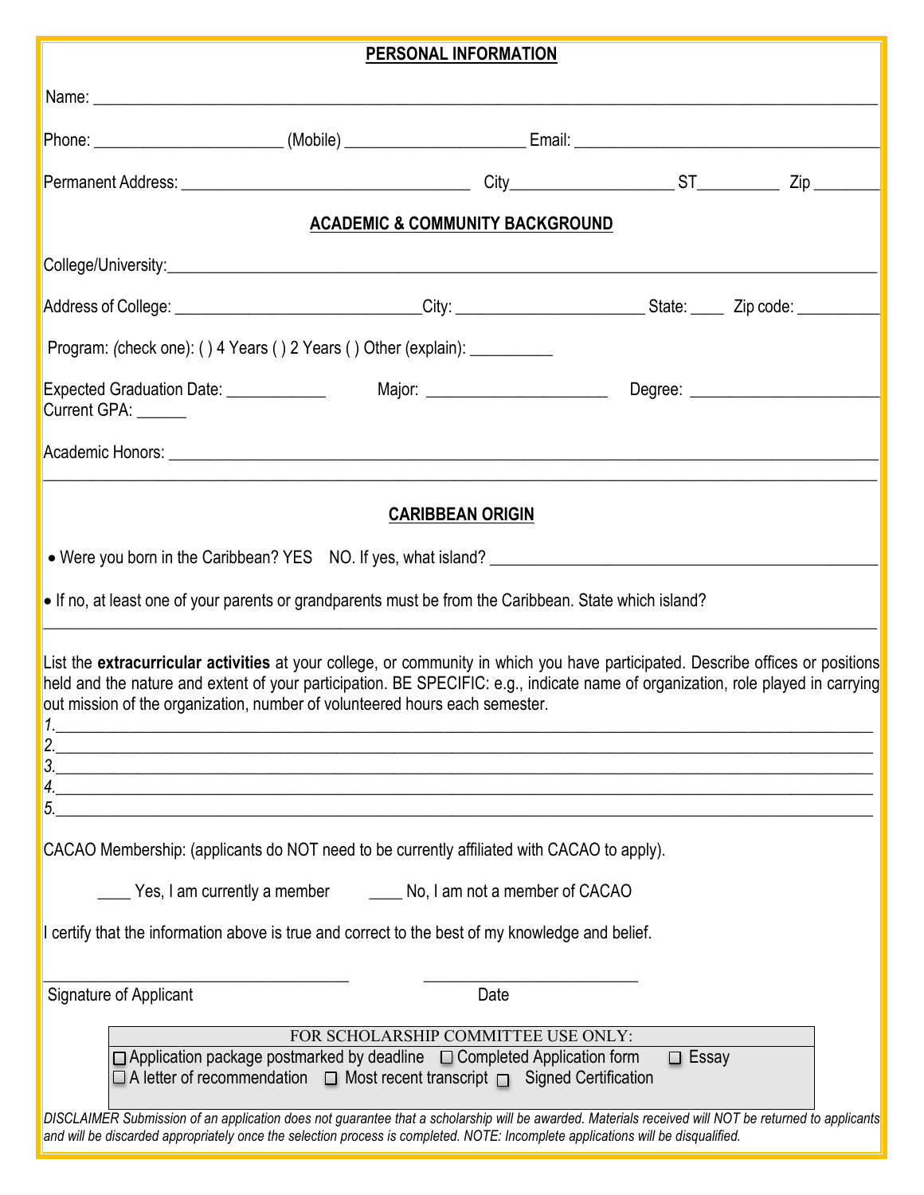## PERSONAL INFORMATION

Name: ____________________________________________________________________________________

Phone: ______________________ (Mobile) ____________________ Email: ___________________________________

Permanent Address: _________________________________ City__________________ ST__________ Zip ________

## ACADEMIC & COMMUNITY BACKGROUND

College/University:_________________________________________________________________________________

Address of College: ____________________________City: ______________________ State: ____ Zip code: __________

Program: *(*check one): ( ) 4 Years ( ) 2 Years ( ) Other (explain): __________

Expected Graduation Date: ___________ Major: _____________________ Degree: ______________________
Current GPA: ______

Academic Honors: ____________________________________________________________________________

____________________________________________________________________________________________

## CARIBBEAN ORIGIN

- Were you born in the Caribbean? YES NO. If yes, what island? ___________________________________________
- If no, at least one of your parents or grandparents must be from the Caribbean. State which island?

____________________________________________________________________________________________

List the **extracurricular activities** at your college, or community in which you have participated. Describe offices or positions held and the nature and extent of your participation. BE SPECIFIC: e.g., indicate name of organization, role played in carrying out mission of the organization, number of volunteered hours each semester.

*1.*__________________________________________________________________________________________
*2.*__________________________________________________________________________________________
*3.*__________________________________________________________________________________________
*4.*__________________________________________________________________________________________
*5.*__________________________________________________________________________________________

CACAO Membership: (applicants do NOT need to be currently affiliated with CACAO to apply).

____ Yes, I am currently a member ____ No, I am not a member of CACAO

I certify that the information above is true and correct to the best of my knowledge and belief.

____________________________________ ________________________

Signature of Applicant Date

| FOR SCHOLARSHIP COMMITTEE USE ONLY: | | |
|---|---|---|
| ☐ Application package postmarked by deadline | ☐ Completed Application form | ☐ Essay |
| ☐ A letter of recommendation | ☐ Most recent transcript | ☐ Signed Certification |

*DISCLAIMER Submission of an application does not guarantee that a scholarship will be awarded. Materials received will NOT be returned to applicants and will be discarded appropriately once the selection process is completed. NOTE: Incomplete applications will be disqualified.*